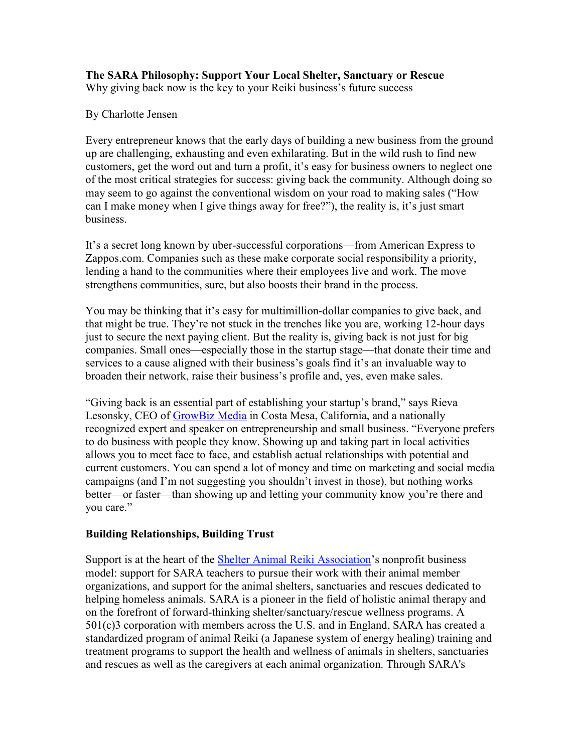**The SARA Philosophy: Support Your Local Shelter, Sanctuary or Rescue**
Why giving back now is the key to your Reiki business's future success

By Charlotte Jensen

Every entrepreneur knows that the early days of building a new business from the ground up are challenging, exhausting and even exhilarating. But in the wild rush to find new customers, get the word out and turn a profit, it's easy for business owners to neglect one of the most critical strategies for success: giving back the community. Although doing so may seem to go against the conventional wisdom on your road to making sales ("How can I make money when I give things away for free?"), the reality is, it's just smart business.

It's a secret long known by uber-successful corporations—from American Express to Zappos.com. Companies such as these make corporate social responsibility a priority, lending a hand to the communities where their employees live and work. The move strengthens communities, sure, but also boosts their brand in the process.

You may be thinking that it's easy for multimillion-dollar companies to give back, and that might be true. They're not stuck in the trenches like you are, working 12-hour days just to secure the next paying client. But the reality is, giving back is not just for big companies. Small ones—especially those in the startup stage—that donate their time and services to a cause aligned with their business's goals find it's an invaluable way to broaden their network, raise their business's profile and, yes, even make sales.

"Giving back is an essential part of establishing your startup's brand," says Rieva Lesonsky, CEO of GrowBiz Media in Costa Mesa, California, and a nationally recognized expert and speaker on entrepreneurship and small business. "Everyone prefers to do business with people they know. Showing up and taking part in local activities allows you to meet face to face, and establish actual relationships with potential and current customers. You can spend a lot of money and time on marketing and social media campaigns (and I'm not suggesting you shouldn't invest in those), but nothing works better—or faster—than showing up and letting your community know you're there and you care."

**Building Relationships, Building Trust**

Support is at the heart of the Shelter Animal Reiki Association's nonprofit business model: support for SARA teachers to pursue their work with their animal member organizations, and support for the animal shelters, sanctuaries and rescues dedicated to helping homeless animals. SARA is a pioneer in the field of holistic animal therapy and on the forefront of forward-thinking shelter/sanctuary/rescue wellness programs. A 501(c)3 corporation with members across the U.S. and in England, SARA has created a standardized program of animal Reiki (a Japanese system of energy healing) training and treatment programs to support the health and wellness of animals in shelters, sanctuaries and rescues as well as the caregivers at each animal organization. Through SARA's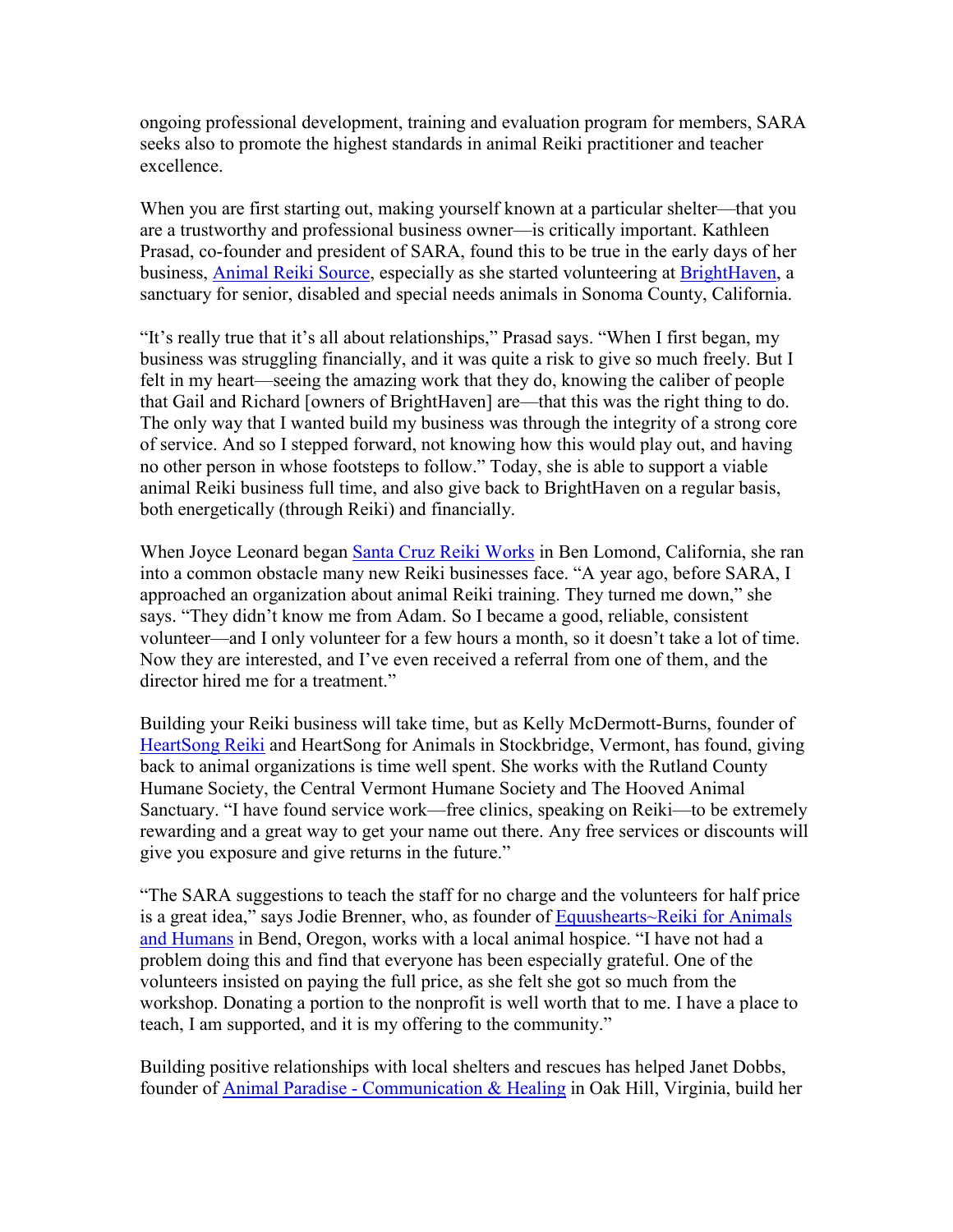ongoing professional development, training and evaluation program for members, SARA seeks also to promote the highest standards in animal Reiki practitioner and teacher excellence.

When you are first starting out, making yourself known at a particular shelter—that you are a trustworthy and professional business owner—is critically important. Kathleen Prasad, co-founder and president of SARA, found this to be true in the early days of her business, Animal Reiki Source, especially as she started volunteering at BrightHaven, a sanctuary for senior, disabled and special needs animals in Sonoma County, California.

"It's really true that it's all about relationships," Prasad says. "When I first began, my business was struggling financially, and it was quite a risk to give so much freely. But I felt in my heart—seeing the amazing work that they do, knowing the caliber of people that Gail and Richard [owners of BrightHaven] are—that this was the right thing to do. The only way that I wanted build my business was through the integrity of a strong core of service. And so I stepped forward, not knowing how this would play out, and having no other person in whose footsteps to follow." Today, she is able to support a viable animal Reiki business full time, and also give back to BrightHaven on a regular basis, both energetically (through Reiki) and financially.

When Joyce Leonard began Santa Cruz Reiki Works in Ben Lomond, California, she ran into a common obstacle many new Reiki businesses face. "A year ago, before SARA, I approached an organization about animal Reiki training. They turned me down," she says. "They didn't know me from Adam. So I became a good, reliable, consistent volunteer—and I only volunteer for a few hours a month, so it doesn't take a lot of time. Now they are interested, and I've even received a referral from one of them, and the director hired me for a treatment."

Building your Reiki business will take time, but as Kelly McDermott-Burns, founder of HeartSong Reiki and HeartSong for Animals in Stockbridge, Vermont, has found, giving back to animal organizations is time well spent. She works with the Rutland County Humane Society, the Central Vermont Humane Society and The Hooved Animal Sanctuary. "I have found service work—free clinics, speaking on Reiki—to be extremely rewarding and a great way to get your name out there. Any free services or discounts will give you exposure and give returns in the future."

"The SARA suggestions to teach the staff for no charge and the volunteers for half price is a great idea," says Jodie Brenner, who, as founder of Equushearts~Reiki for Animals and Humans in Bend, Oregon, works with a local animal hospice. "I have not had a problem doing this and find that everyone has been especially grateful. One of the volunteers insisted on paying the full price, as she felt she got so much from the workshop. Donating a portion to the nonprofit is well worth that to me. I have a place to teach, I am supported, and it is my offering to the community."

Building positive relationships with local shelters and rescues has helped Janet Dobbs, founder of Animal Paradise - Communication & Healing in Oak Hill, Virginia, build her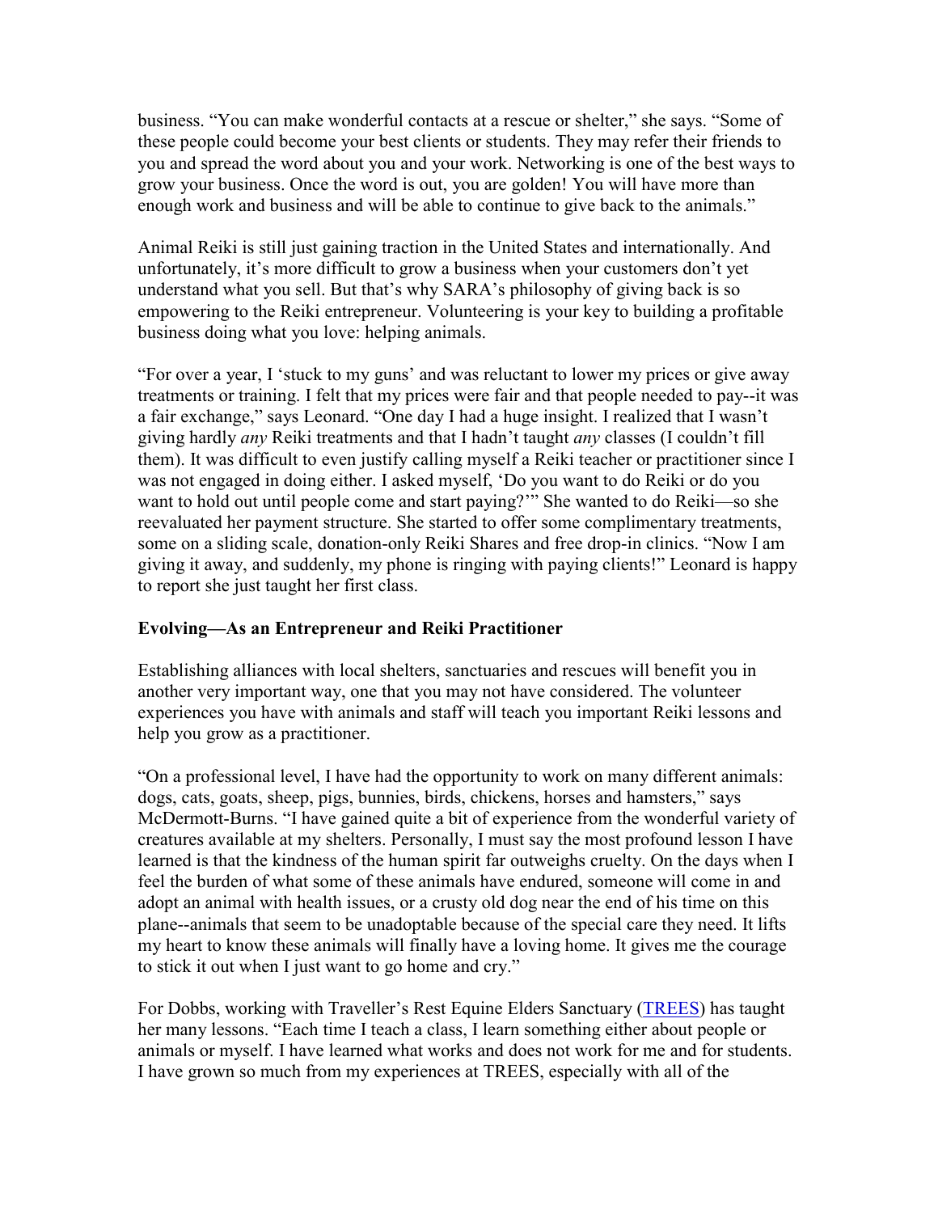business. "You can make wonderful contacts at a rescue or shelter," she says. "Some of these people could become your best clients or students. They may refer their friends to you and spread the word about you and your work. Networking is one of the best ways to grow your business. Once the word is out, you are golden! You will have more than enough work and business and will be able to continue to give back to the animals."

Animal Reiki is still just gaining traction in the United States and internationally. And unfortunately, it's more difficult to grow a business when your customers don't yet understand what you sell. But that's why SARA's philosophy of giving back is so empowering to the Reiki entrepreneur. Volunteering is your key to building a profitable business doing what you love: helping animals.

"For over a year, I 'stuck to my guns' and was reluctant to lower my prices or give away treatments or training. I felt that my prices were fair and that people needed to pay--it was a fair exchange," says Leonard. "One day I had a huge insight. I realized that I wasn't giving hardly *any* Reiki treatments and that I hadn't taught *any* classes (I couldn't fill them). It was difficult to even justify calling myself a Reiki teacher or practitioner since I was not engaged in doing either. I asked myself, 'Do you want to do Reiki or do you want to hold out until people come and start paying?'" She wanted to do Reiki—so she reevaluated her payment structure. She started to offer some complimentary treatments, some on a sliding scale, donation-only Reiki Shares and free drop-in clinics. "Now I am giving it away, and suddenly, my phone is ringing with paying clients!" Leonard is happy to report she just taught her first class.

**Evolving—As an Entrepreneur and Reiki Practitioner**

Establishing alliances with local shelters, sanctuaries and rescues will benefit you in another very important way, one that you may not have considered. The volunteer experiences you have with animals and staff will teach you important Reiki lessons and help you grow as a practitioner.

"On a professional level, I have had the opportunity to work on many different animals: dogs, cats, goats, sheep, pigs, bunnies, birds, chickens, horses and hamsters," says McDermott-Burns. "I have gained quite a bit of experience from the wonderful variety of creatures available at my shelters. Personally, I must say the most profound lesson I have learned is that the kindness of the human spirit far outweighs cruelty. On the days when I feel the burden of what some of these animals have endured, someone will come in and adopt an animal with health issues, or a crusty old dog near the end of his time on this plane--animals that seem to be unadoptable because of the special care they need. It lifts my heart to know these animals will finally have a loving home. It gives me the courage to stick it out when I just want to go home and cry."

For Dobbs, working with Traveller's Rest Equine Elders Sanctuary (TREES) has taught her many lessons. "Each time I teach a class, I learn something either about people or animals or myself. I have learned what works and does not work for me and for students. I have grown so much from my experiences at TREES, especially with all of the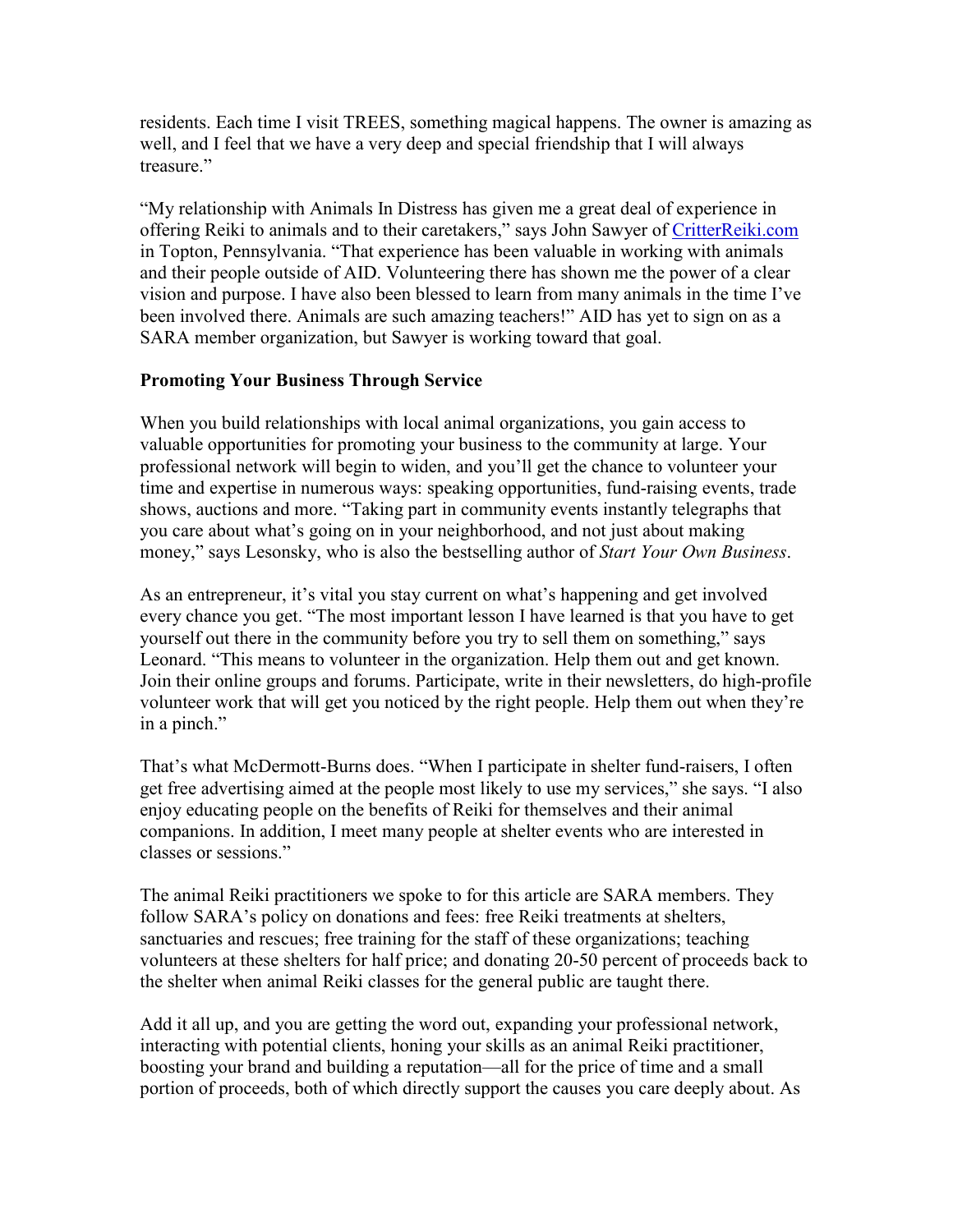residents. Each time I visit TREES, something magical happens. The owner is amazing as well, and I feel that we have a very deep and special friendship that I will always treasure."

"My relationship with Animals In Distress has given me a great deal of experience in offering Reiki to animals and to their caretakers," says John Sawyer of [CritterReiki.com](CritterReiki.com) in Topton, Pennsylvania. "That experience has been valuable in working with animals and their people outside of AID. Volunteering there has shown me the power of a clear vision and purpose. I have also been blessed to learn from many animals in the time I've been involved there. Animals are such amazing teachers!" AID has yet to sign on as a SARA member organization, but Sawyer is working toward that goal.

**Promoting Your Business Through Service**

When you build relationships with local animal organizations, you gain access to valuable opportunities for promoting your business to the community at large. Your professional network will begin to widen, and you'll get the chance to volunteer your time and expertise in numerous ways: speaking opportunities, fund-raising events, trade shows, auctions and more. "Taking part in community events instantly telegraphs that you care about what's going on in your neighborhood, and not just about making money," says Lesonsky, who is also the bestselling author of *Start Your Own Business*.

As an entrepreneur, it's vital you stay current on what's happening and get involved every chance you get. "The most important lesson I have learned is that you have to get yourself out there in the community before you try to sell them on something," says Leonard. "This means to volunteer in the organization. Help them out and get known. Join their online groups and forums. Participate, write in their newsletters, do high-profile volunteer work that will get you noticed by the right people. Help them out when they're in a pinch."

That's what McDermott-Burns does. "When I participate in shelter fund-raisers, I often get free advertising aimed at the people most likely to use my services," she says. "I also enjoy educating people on the benefits of Reiki for themselves and their animal companions. In addition, I meet many people at shelter events who are interested in classes or sessions."

The animal Reiki practitioners we spoke to for this article are SARA members. They follow SARA's policy on donations and fees: free Reiki treatments at shelters, sanctuaries and rescues; free training for the staff of these organizations; teaching volunteers at these shelters for half price; and donating 20-50 percent of proceeds back to the shelter when animal Reiki classes for the general public are taught there.

Add it all up, and you are getting the word out, expanding your professional network, interacting with potential clients, honing your skills as an animal Reiki practitioner, boosting your brand and building a reputation—all for the price of time and a small portion of proceeds, both of which directly support the causes you care deeply about. As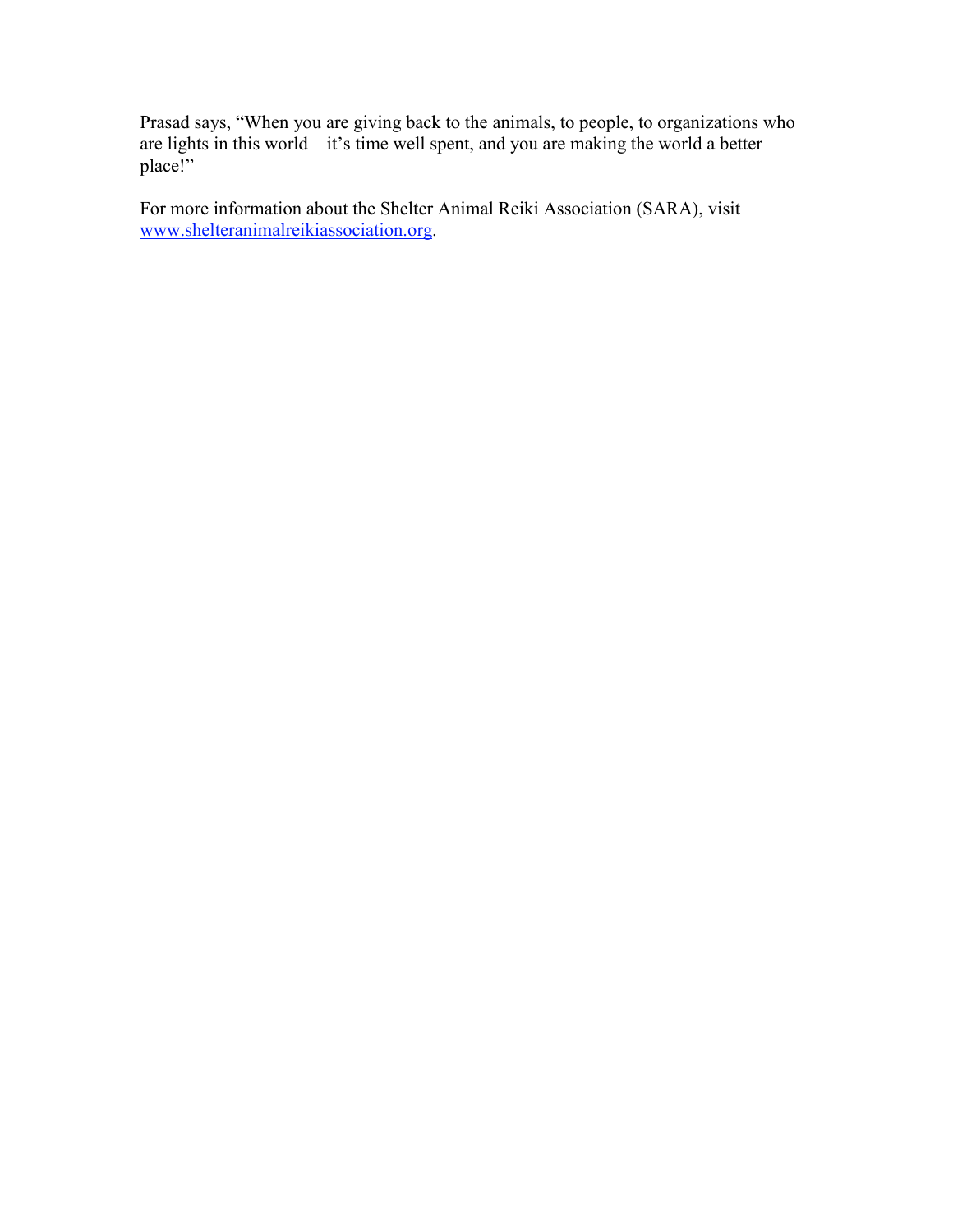Prasad says, “When you are giving back to the animals, to people, to organizations who are lights in this world—it’s time well spent, and you are making the world a better place!”

For more information about the Shelter Animal Reiki Association (SARA), visit [www.shelteranimalreikiassociation.org](http://www.shelteranimalreikiassociation.org).